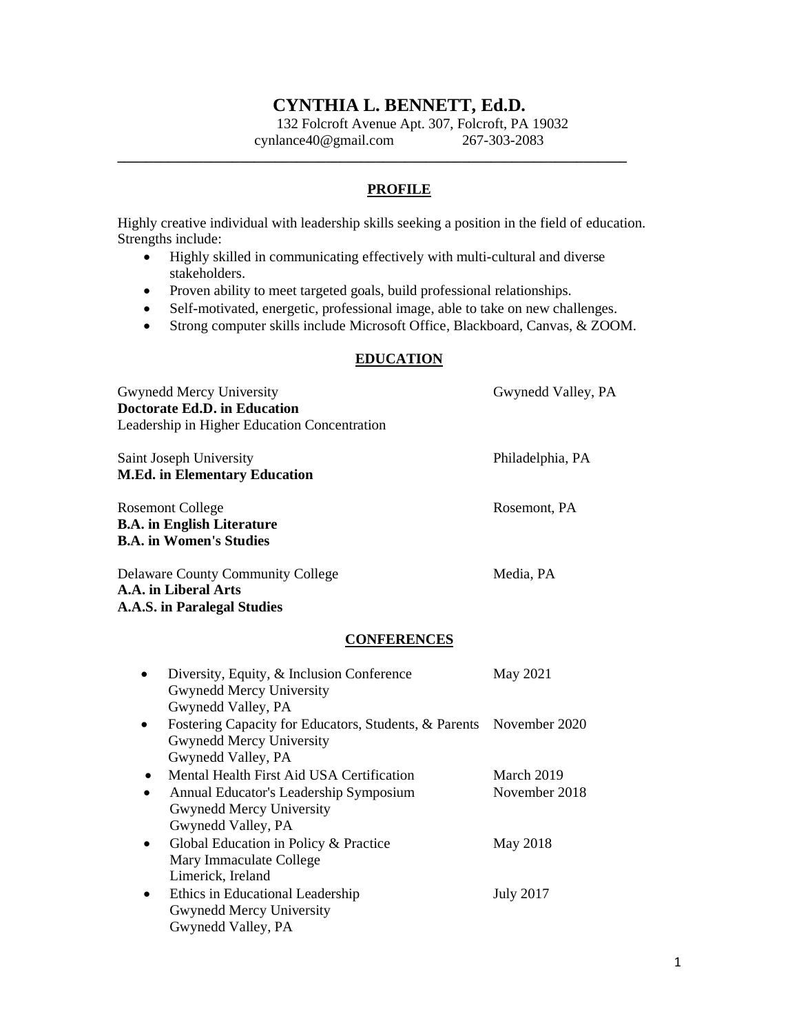# CYNTHIA L. BENNETT, Ed.D.

132 Folcroft Avenue Apt. 307, Folcroft, PA 19032
cynlance40@gmail.com 267-303-2083

---

## PROFILE

Highly creative individual with leadership skills seeking a position in the field of education. Strengths include:

- Highly skilled in communicating effectively with multi-cultural and diverse stakeholders.
- Proven ability to meet targeted goals, build professional relationships.
- Self-motivated, energetic, professional image, able to take on new challenges.
- Strong computer skills include Microsoft Office, Blackboard, Canvas, & ZOOM.

## EDUCATION

Gwynedd Mercy University — Gwynedd Valley, PA
**Doctorate Ed.D. in Education**
Leadership in Higher Education Concentration

Saint Joseph University — Philadelphia, PA
**M.Ed. in Elementary Education**

Rosemont College — Rosemont, PA
**B.A. in English Literature**
**B.A. in Women's Studies**

Delaware County Community College — Media, PA
**A.A. in Liberal Arts**
**A.A.S. in Paralegal Studies**

## CONFERENCES

- Diversity, Equity, & Inclusion Conference — May 2021
  Gwynedd Mercy University
  Gwynedd Valley, PA
- Fostering Capacity for Educators, Students, & Parents — November 2020
  Gwynedd Mercy University
  Gwynedd Valley, PA
- Mental Health First Aid USA Certification — March 2019
- Annual Educator's Leadership Symposium — November 2018
  Gwynedd Mercy University
  Gwynedd Valley, PA
- Global Education in Policy & Practice — May 2018
  Mary Immaculate College
  Limerick, Ireland
- Ethics in Educational Leadership — July 2017
  Gwynedd Mercy University
  Gwynedd Valley, PA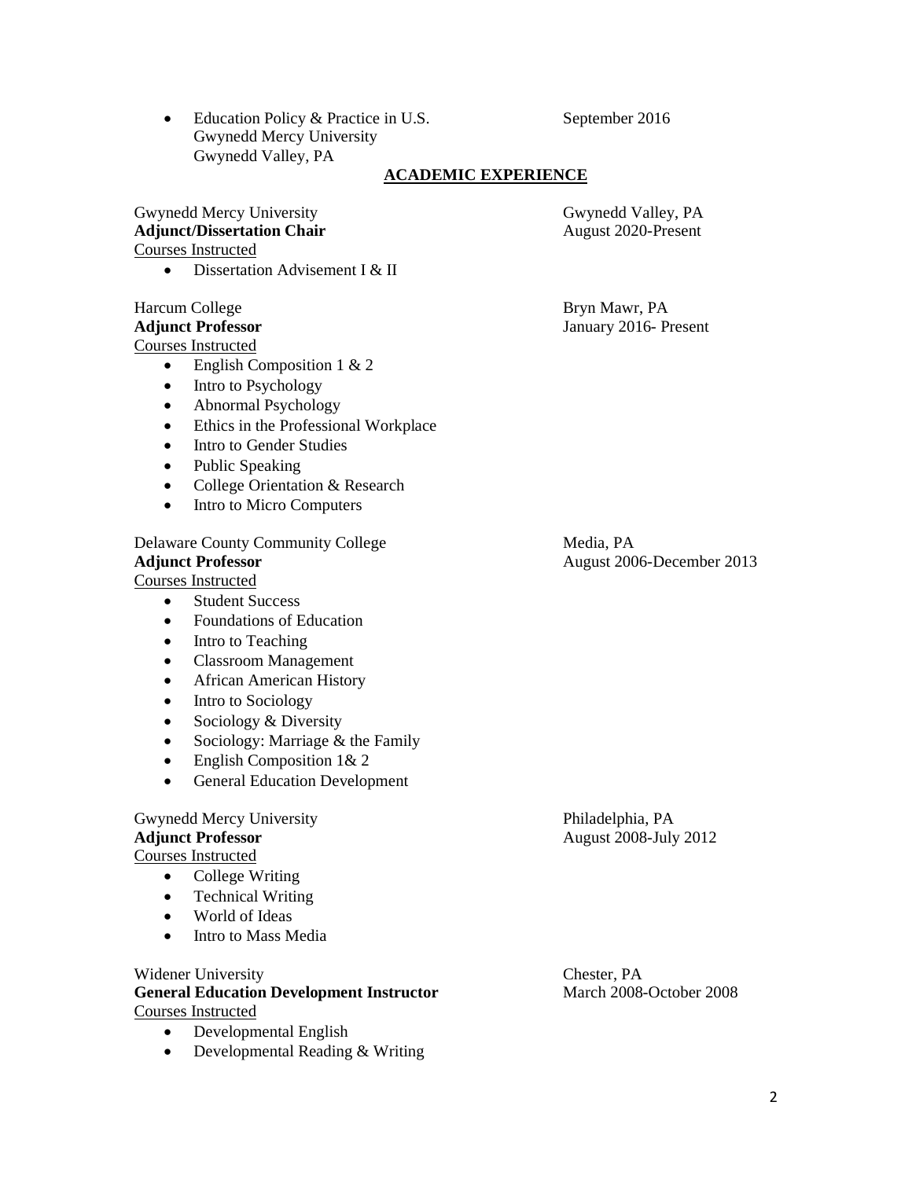- Education Policy & Practice in U.S. — September 2016
  Gwynedd Mercy University
  Gwynedd Valley, PA

## ACADEMIC EXPERIENCE

Gwynedd Mercy University — Gwynedd Valley, PA
**Adjunct/Dissertation Chair** — August 2020-Present
Courses Instructed

- Dissertation Advisement I & II

Harcum College — Bryn Mawr, PA
**Adjunct Professor** — January 2016- Present
Courses Instructed

- English Composition 1 & 2
- Intro to Psychology
- Abnormal Psychology
- Ethics in the Professional Workplace
- Intro to Gender Studies
- Public Speaking
- College Orientation & Research
- Intro to Micro Computers

Delaware County Community College — Media, PA
**Adjunct Professor** — August 2006-December 2013
Courses Instructed

- Student Success
- Foundations of Education
- Intro to Teaching
- Classroom Management
- African American History
- Intro to Sociology
- Sociology & Diversity
- Sociology: Marriage & the Family
- English Composition 1& 2
- General Education Development

Gwynedd Mercy University — Philadelphia, PA
**Adjunct Professor** — August 2008-July 2012
Courses Instructed

- College Writing
- Technical Writing
- World of Ideas
- Intro to Mass Media

Widener University — Chester, PA
**General Education Development Instructor** — March 2008-October 2008
Courses Instructed

- Developmental English
- Developmental Reading & Writing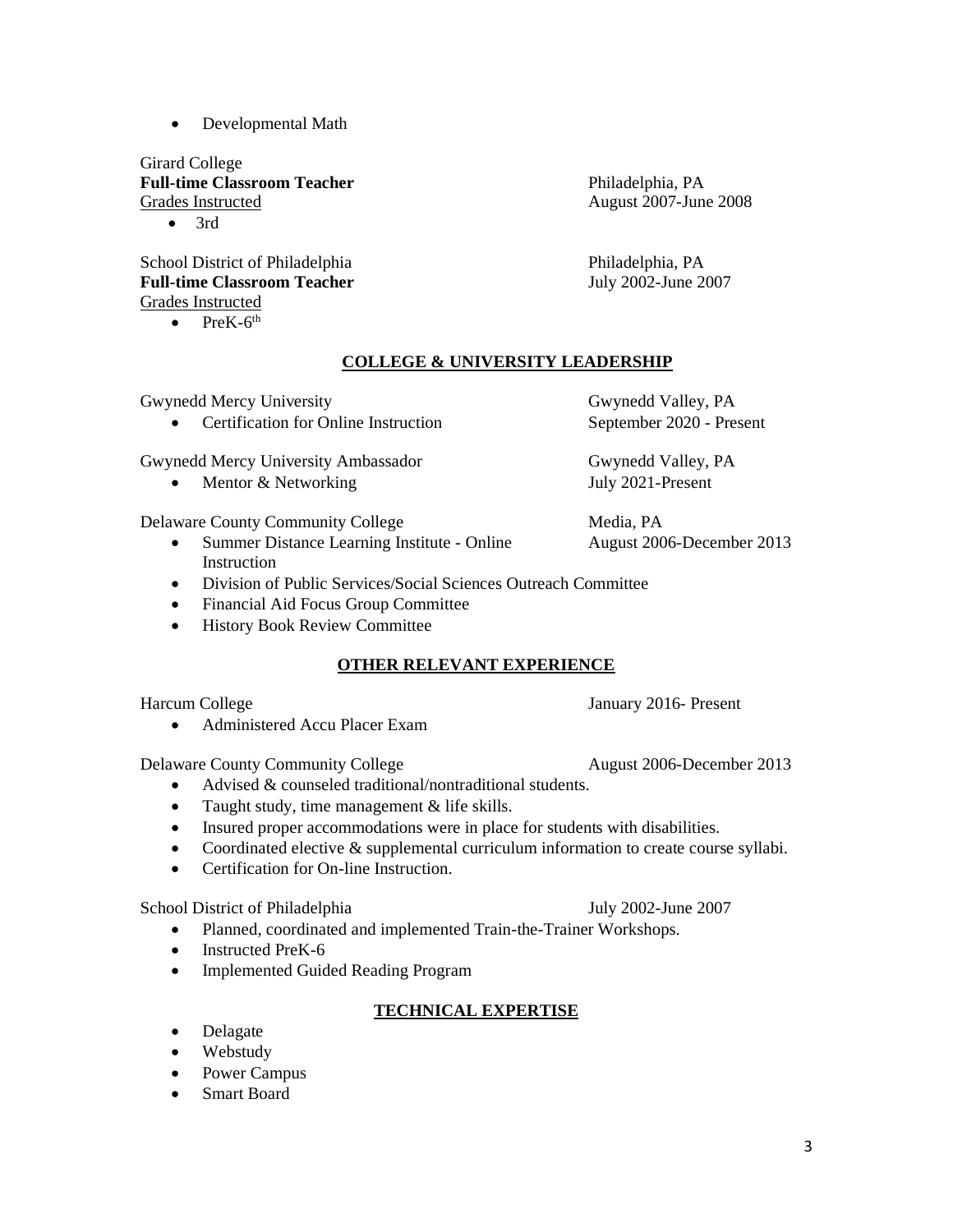- Developmental Math

Girard College
**Full-time Classroom Teacher** Philadelphia, PA
Grades Instructed August 2007-June 2008

- 3rd

School District of Philadelphia Philadelphia, PA
**Full-time Classroom Teacher** July 2002-June 2007
Grades Instructed

- PreK-6th

## COLLEGE & UNIVERSITY LEADERSHIP

Gwynedd Mercy University Gwynedd Valley, PA

- Certification for Online Instruction September 2020 - Present

Gwynedd Mercy University Ambassador Gwynedd Valley, PA

- Mentor & Networking July 2021-Present

Delaware County Community College Media, PA

- Summer Distance Learning Institute - Online Instruction August 2006-December 2013
- Division of Public Services/Social Sciences Outreach Committee
- Financial Aid Focus Group Committee
- History Book Review Committee

## OTHER RELEVANT EXPERIENCE

Harcum College January 2016- Present

- Administered Accu Placer Exam

Delaware County Community College August 2006-December 2013

- Advised & counseled traditional/nontraditional students.
- Taught study, time management & life skills.
- Insured proper accommodations were in place for students with disabilities.
- Coordinated elective & supplemental curriculum information to create course syllabi.
- Certification for On-line Instruction.

School District of Philadelphia July 2002-June 2007

- Planned, coordinated and implemented Train-the-Trainer Workshops.
- Instructed PreK-6
- Implemented Guided Reading Program

## TECHNICAL EXPERTISE

- Delagate
- Webstudy
- Power Campus
- Smart Board